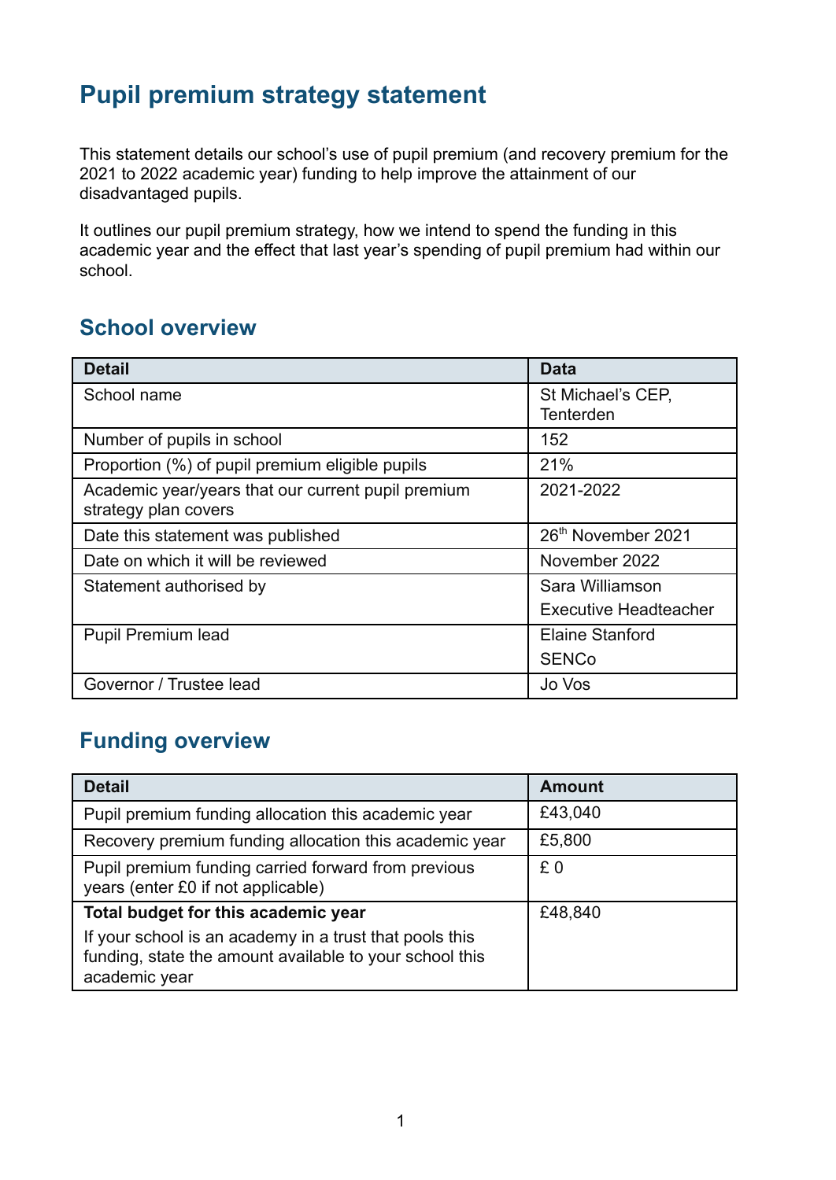# Pupil premium strategy statement

This statement details our school's use of pupil premium (and recovery premium for the 2021 to 2022 academic year) funding to help improve the attainment of our disadvantaged pupils.

It outlines our pupil premium strategy, how we intend to spend the funding in this academic year and the effect that last year's spending of pupil premium had within our school.

## School overview

| Detail | Data |
|---|---|
| School name | St Michael's CEP, Tenterden |
| Number of pupils in school | 152 |
| Proportion (%) of pupil premium eligible pupils | 21% |
| Academic year/years that our current pupil premium strategy plan covers | 2021-2022 |
| Date this statement was published | 26th November 2021 |
| Date on which it will be reviewed | November 2022 |
| Statement authorised by | Sara Williamson<br>Executive Headteacher |
| Pupil Premium lead | Elaine Stanford<br>SENCo |
| Governor / Trustee lead | Jo Vos |

## Funding overview

| Detail | Amount |
|---|---|
| Pupil premium funding allocation this academic year | £43,040 |
| Recovery premium funding allocation this academic year | £5,800 |
| Pupil premium funding carried forward from previous years (enter £0 if not applicable) | £ 0 |
| **Total budget for this academic year**<br>If your school is an academy in a trust that pools this funding, state the amount available to your school this academic year | £48,840 |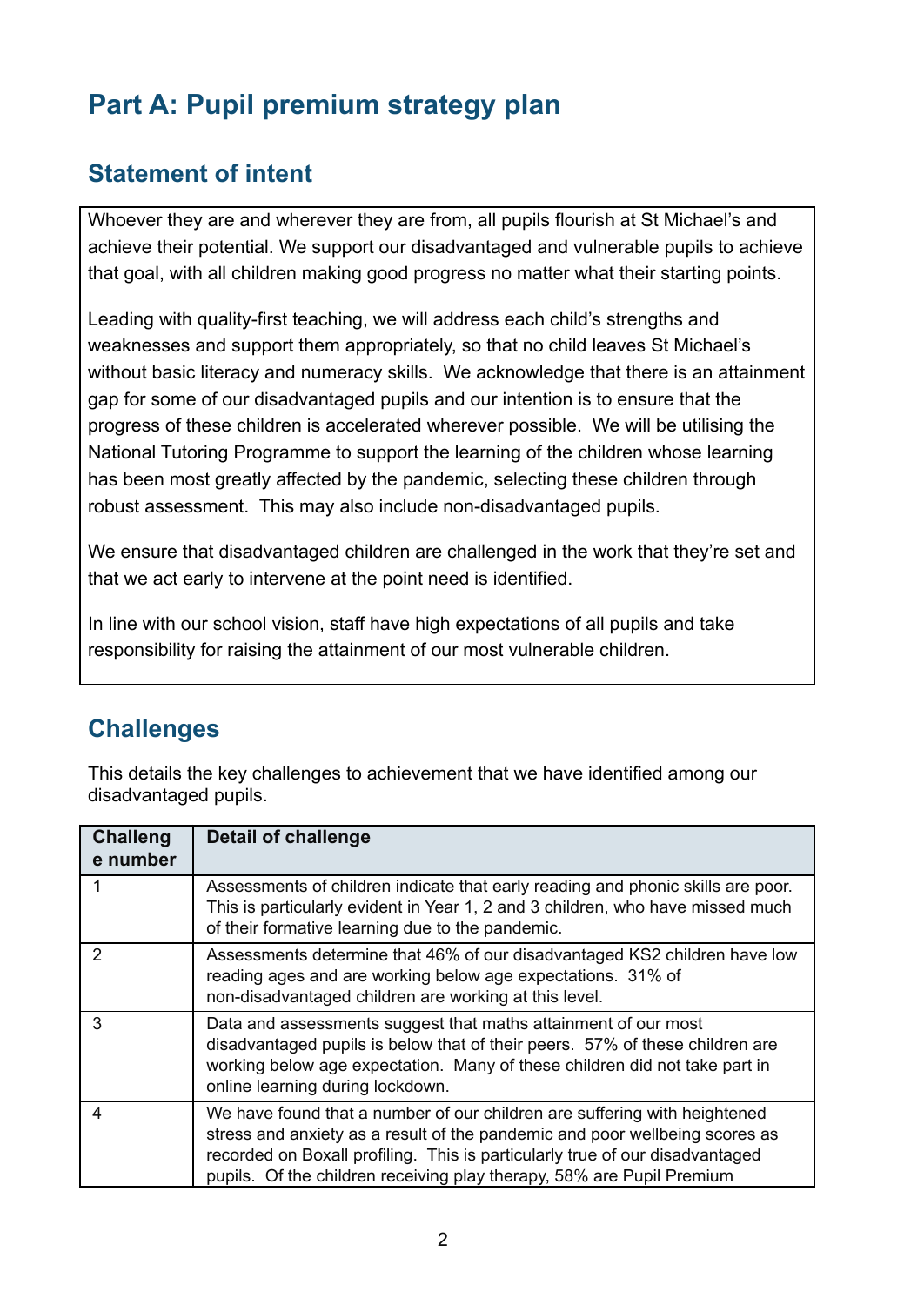# Part A: Pupil premium strategy plan

## Statement of intent

Whoever they are and wherever they are from, all pupils flourish at St Michael's and achieve their potential. We support our disadvantaged and vulnerable pupils to achieve that goal, with all children making good progress no matter what their starting points.

Leading with quality-first teaching, we will address each child's strengths and weaknesses and support them appropriately, so that no child leaves St Michael's without basic literacy and numeracy skills. We acknowledge that there is an attainment gap for some of our disadvantaged pupils and our intention is to ensure that the progress of these children is accelerated wherever possible. We will be utilising the National Tutoring Programme to support the learning of the children whose learning has been most greatly affected by the pandemic, selecting these children through robust assessment. This may also include non-disadvantaged pupils.

We ensure that disadvantaged children are challenged in the work that they're set and that we act early to intervene at the point need is identified.

In line with our school vision, staff have high expectations of all pupils and take responsibility for raising the attainment of our most vulnerable children.

## Challenges

This details the key challenges to achievement that we have identified among our disadvantaged pupils.

| Challenge number | Detail of challenge |
|---|---|
| 1 | Assessments of children indicate that early reading and phonic skills are poor. This is particularly evident in Year 1, 2 and 3 children, who have missed much of their formative learning due to the pandemic. |
| 2 | Assessments determine that 46% of our disadvantaged KS2 children have low reading ages and are working below age expectations. 31% of non-disadvantaged children are working at this level. |
| 3 | Data and assessments suggest that maths attainment of our most disadvantaged pupils is below that of their peers. 57% of these children are working below age expectation. Many of these children did not take part in online learning during lockdown. |
| 4 | We have found that a number of our children are suffering with heightened stress and anxiety as a result of the pandemic and poor wellbeing scores as recorded on Boxall profiling. This is particularly true of our disadvantaged pupils. Of the children receiving play therapy, 58% are Pupil Premium |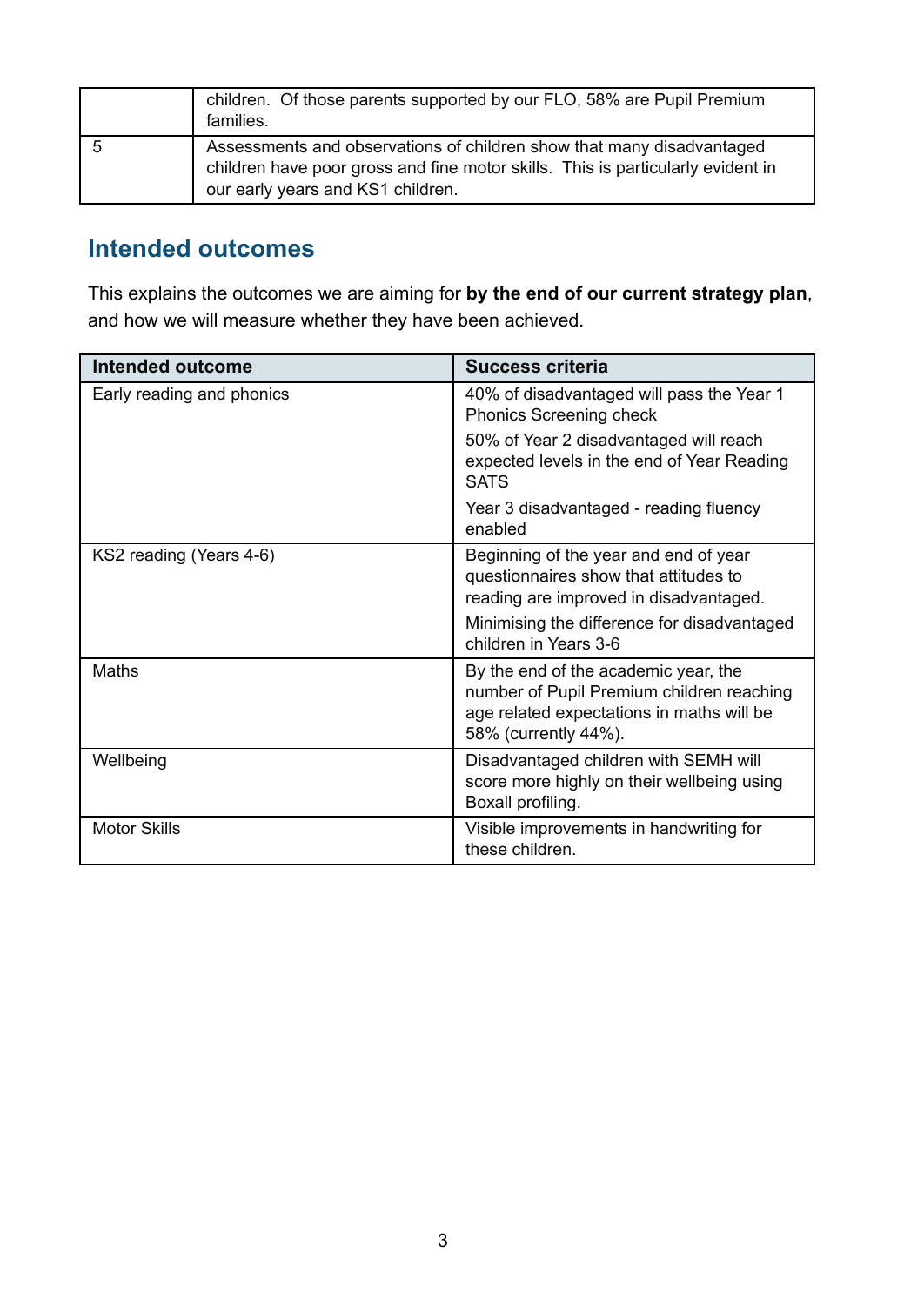|  |  |
| --- | --- |
|  | children. Of those parents supported by our FLO, 58% are Pupil Premium families. |
| 5 | Assessments and observations of children show that many disadvantaged children have poor gross and fine motor skills. This is particularly evident in our early years and KS1 children. |

## Intended outcomes

This explains the outcomes we are aiming for **by the end of our current strategy plan**, and how we will measure whether they have been achieved.

| Intended outcome | Success criteria |
| --- | --- |
| Early reading and phonics | 40% of disadvantaged will pass the Year 1 Phonics Screening check<br>50% of Year 2 disadvantaged will reach expected levels in the end of Year Reading SATS<br>Year 3 disadvantaged - reading fluency enabled |
| KS2 reading (Years 4-6) | Beginning of the year and end of year questionnaires show that attitudes to reading are improved in disadvantaged.<br>Minimising the difference for disadvantaged children in Years 3-6 |
| Maths | By the end of the academic year, the number of Pupil Premium children reaching age related expectations in maths will be 58% (currently 44%). |
| Wellbeing | Disadvantaged children with SEMH will score more highly on their wellbeing using Boxall profiling. |
| Motor Skills | Visible improvements in handwriting for these children. |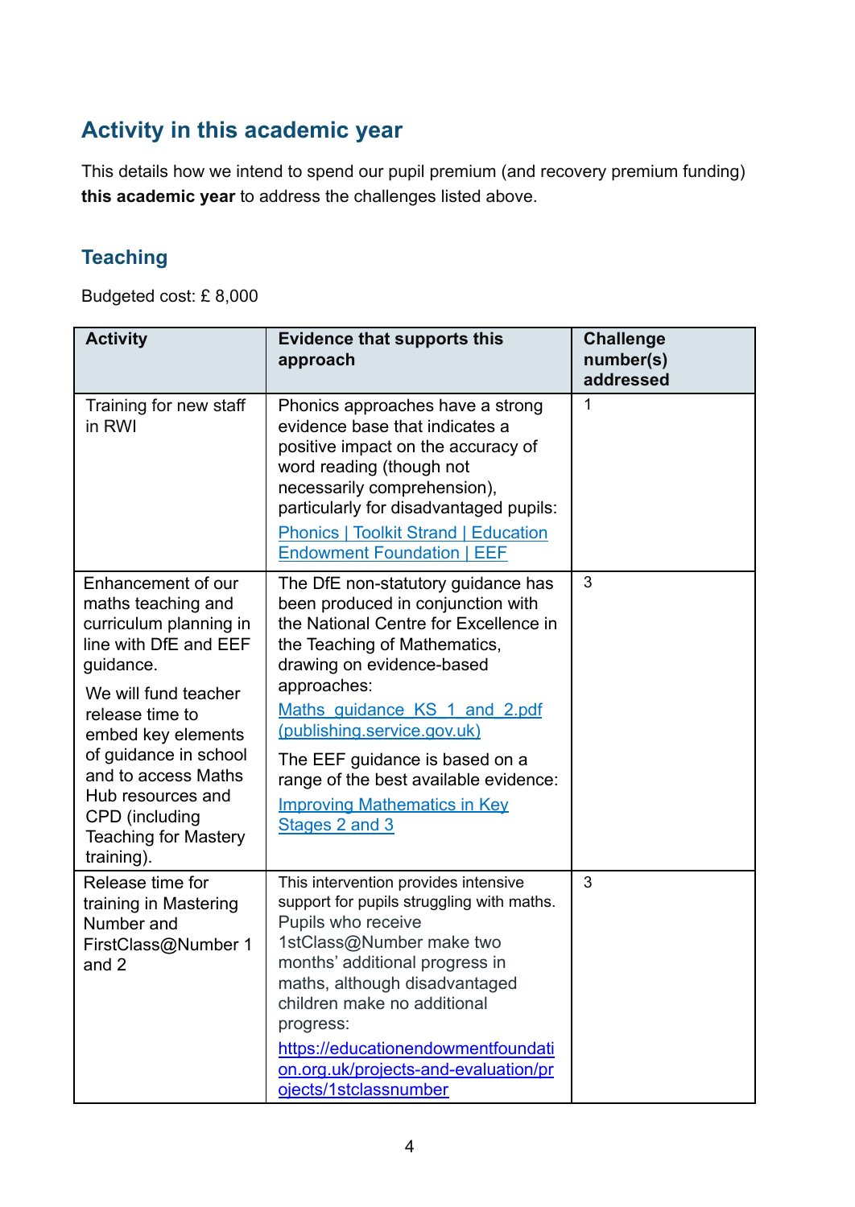## Activity in this academic year

This details how we intend to spend our pupil premium (and recovery premium funding) **this academic year** to address the challenges listed above.

### Teaching

Budgeted cost: £ 8,000

| Activity | Evidence that supports this approach | Challenge number(s) addressed |
|---|---|---|
| Training for new staff in RWI | Phonics approaches have a strong evidence base that indicates a positive impact on the accuracy of word reading (though not necessarily comprehension), particularly for disadvantaged pupils: [Phonics \| Toolkit Strand \| Education Endowment Foundation \| EEF] | 1 |
| Enhancement of our maths teaching and curriculum planning in line with DfE and EEF guidance. We will fund teacher release time to embed key elements of guidance in school and to access Maths Hub resources and CPD (including Teaching for Mastery training). | The DfE non-statutory guidance has been produced in conjunction with the National Centre for Excellence in the Teaching of Mathematics, drawing on evidence-based approaches: [Maths_guidance_KS_1_and_2.pdf (publishing.service.gov.uk)] The EEF guidance is based on a range of the best available evidence: [Improving Mathematics in Key Stages 2 and 3] | 3 |
| Release time for training in Mastering Number and FirstClass@Number 1 and 2 | This intervention provides intensive support for pupils struggling with maths. Pupils who receive 1stClass@Number make two months' additional progress in maths, although disadvantaged children make no additional progress: https://educationendowmentfoundation.org.uk/projects-and-evaluation/projects/1stclassnumber | 3 |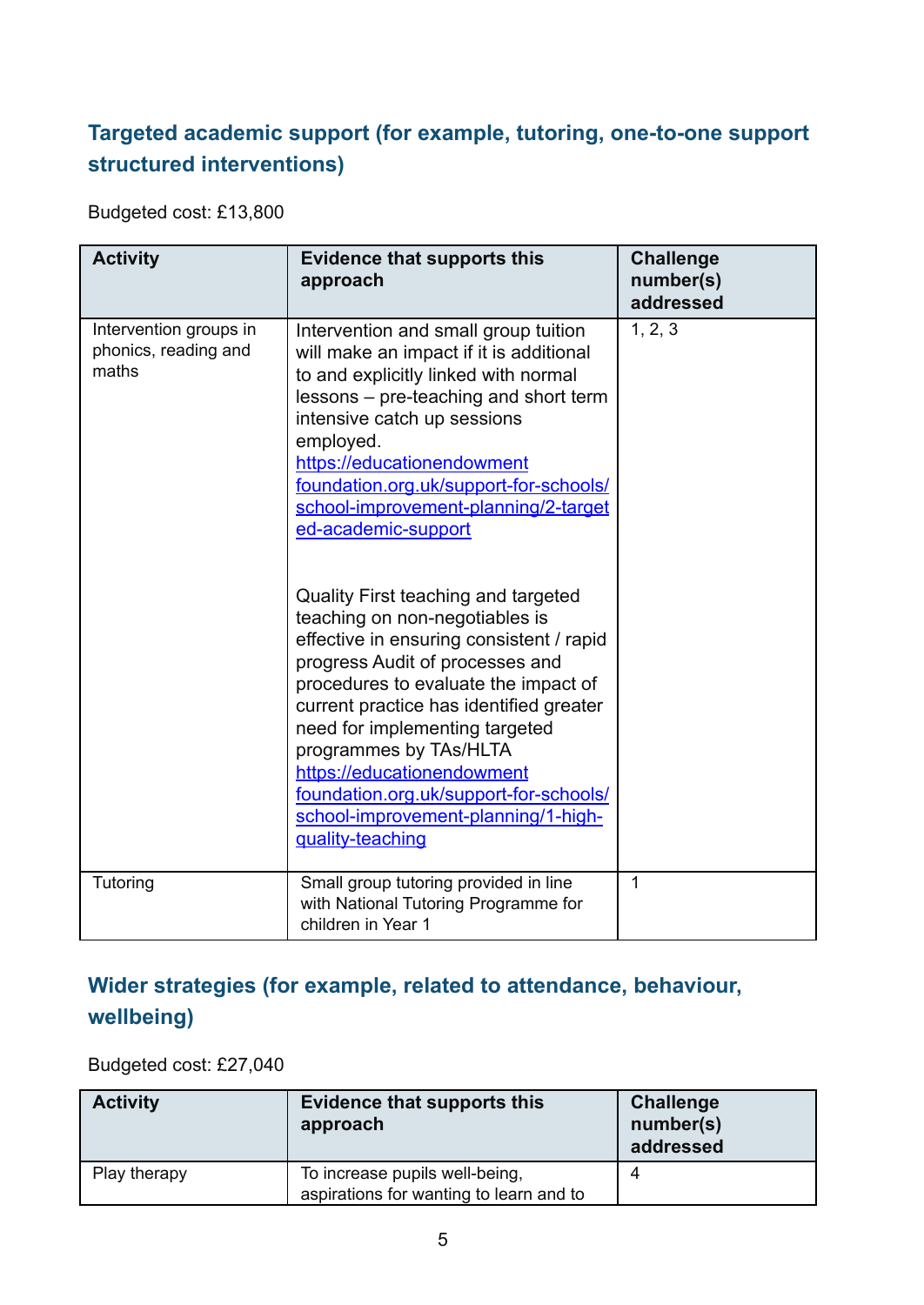## Targeted academic support (for example, tutoring, one-to-one support structured interventions)

Budgeted cost: £13,800

| Activity | Evidence that supports this approach | Challenge number(s) addressed |
|---|---|---|
| Intervention groups in phonics, reading and maths | Intervention and small group tuition will make an impact if it is additional to and explicitly linked with normal lessons – pre-teaching and short term intensive catch up sessions employed. [https://educationendowmentfoundation.org.uk/support-for-schools/school-improvement-planning/2-targeted-academic-support](https://educationendowmentfoundation.org.uk/support-for-schools/school-improvement-planning/2-targeted-academic-support)<br><br>Quality First teaching and targeted teaching on non-negotiables is effective in ensuring consistent / rapid progress Audit of processes and procedures to evaluate the impact of current practice has identified greater need for implementing targeted programmes by TAs/HLTA [https://educationendowmentfoundation.org.uk/support-for-schools/school-improvement-planning/1-high-quality-teaching](https://educationendowmentfoundation.org.uk/support-for-schools/school-improvement-planning/1-high-quality-teaching) | 1, 2, 3 |
| Tutoring | Small group tutoring provided in line with National Tutoring Programme for children in Year 1 | 1 |

## Wider strategies (for example, related to attendance, behaviour, wellbeing)

Budgeted cost: £27,040

| Activity | Evidence that supports this approach | Challenge number(s) addressed |
|---|---|---|
| Play therapy | To increase pupils well-being, aspirations for wanting to learn and to | 4 |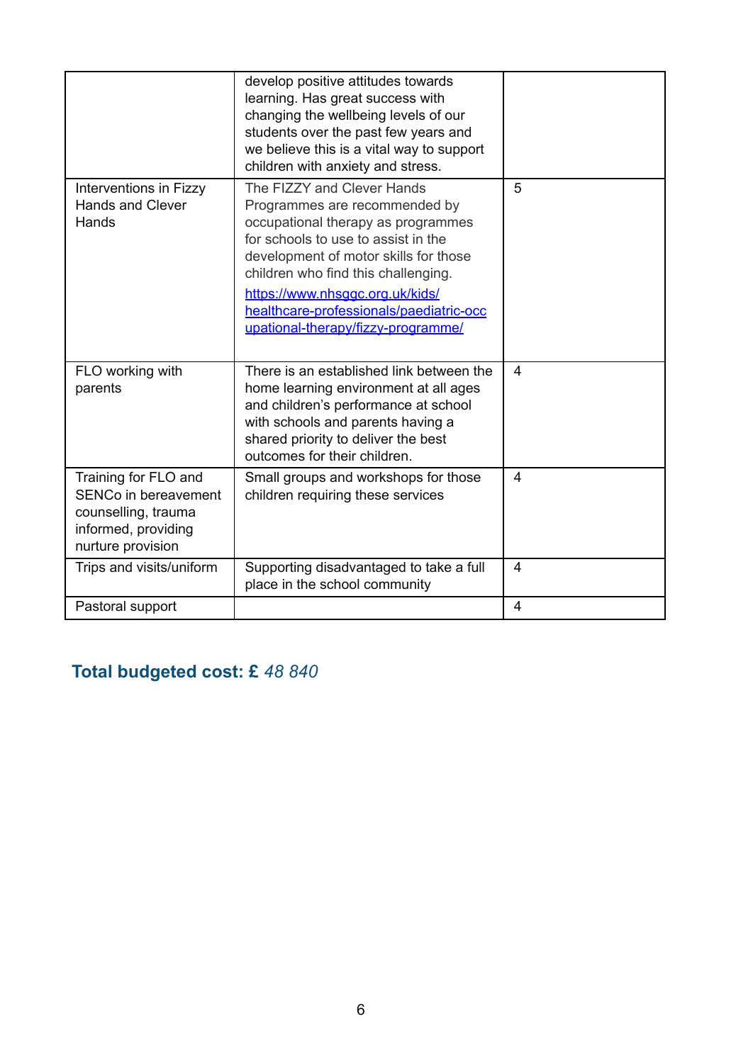| | | |
|---|---|---|
| | develop positive attitudes towards learning. Has great success with changing the wellbeing levels of our students over the past few years and we believe this is a vital way to support children with anxiety and stress. | |
| Interventions in Fizzy Hands and Clever Hands | The FIZZY and Clever Hands Programmes are recommended by occupational therapy as programmes for schools to use to assist in the development of motor skills for those children who find this challenging. [https://www.nhsggc.org.uk/kids/healthcare-professionals/paediatric-occupational-therapy/fizzy-programme/](https://www.nhsggc.org.uk/kids/healthcare-professionals/paediatric-occupational-therapy/fizzy-programme/) | 5 |
| FLO working with parents | There is an established link between the home learning environment at all ages and children's performance at school with schools and parents having a shared priority to deliver the best outcomes for their children. | 4 |
| Training for FLO and SENCo in bereavement counselling, trauma informed, providing nurture provision | Small groups and workshops for those children requiring these services | 4 |
| Trips and visits/uniform | Supporting disadvantaged to take a full place in the school community | 4 |
| Pastoral support | | 4 |

## Total budgeted cost: £ *48 840*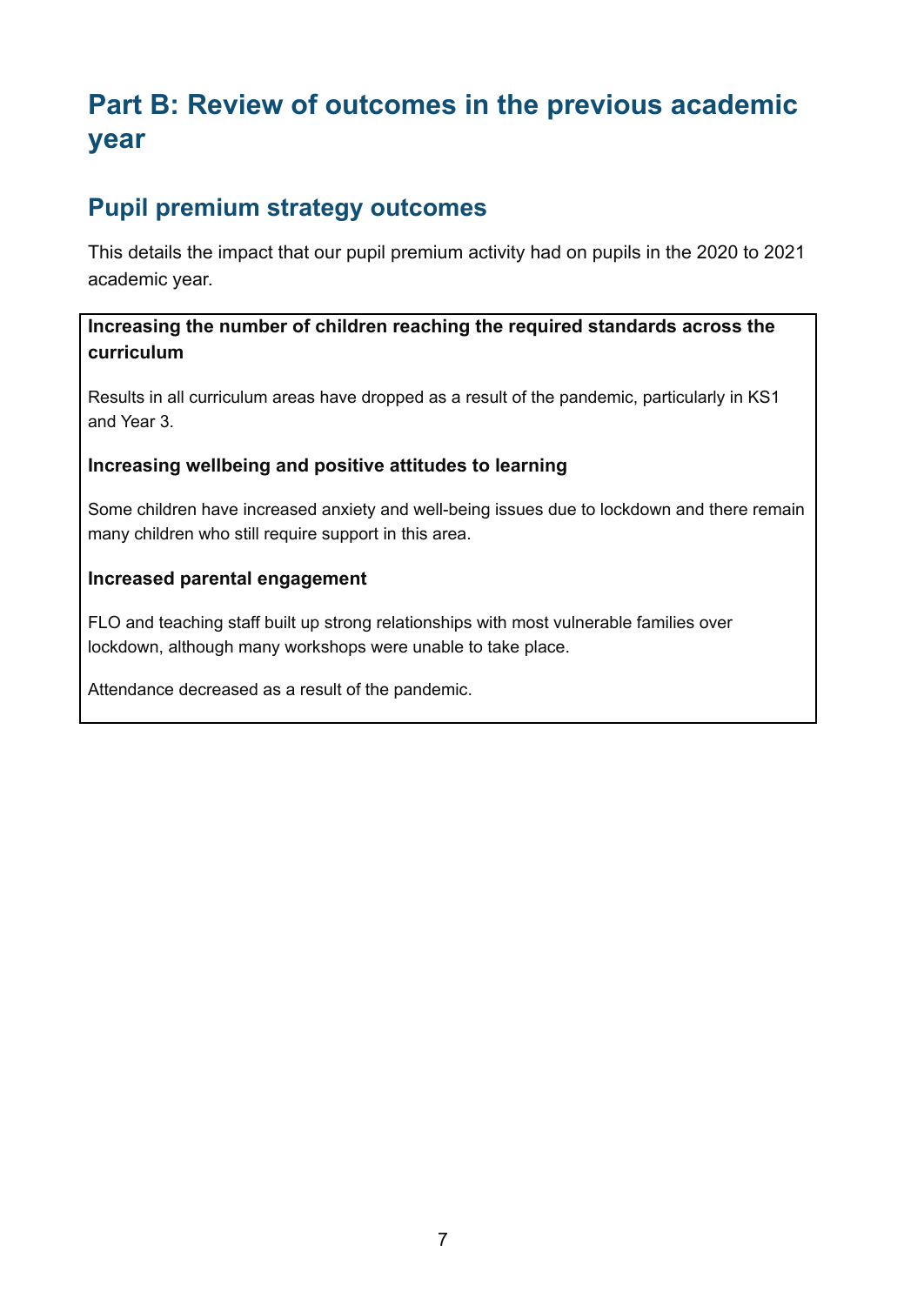# Part B: Review of outcomes in the previous academic year

## Pupil premium strategy outcomes

This details the impact that our pupil premium activity had on pupils in the 2020 to 2021 academic year.

**Increasing the number of children reaching the required standards across the curriculum**

Results in all curriculum areas have dropped as a result of the pandemic, particularly in KS1 and Year 3.

**Increasing wellbeing and positive attitudes to learning**

Some children have increased anxiety and well-being issues due to lockdown and there remain many children who still require support in this area.

**Increased parental engagement**

FLO and teaching staff built up strong relationships with most vulnerable families over lockdown, although many workshops were unable to take place.

Attendance decreased as a result of the pandemic.